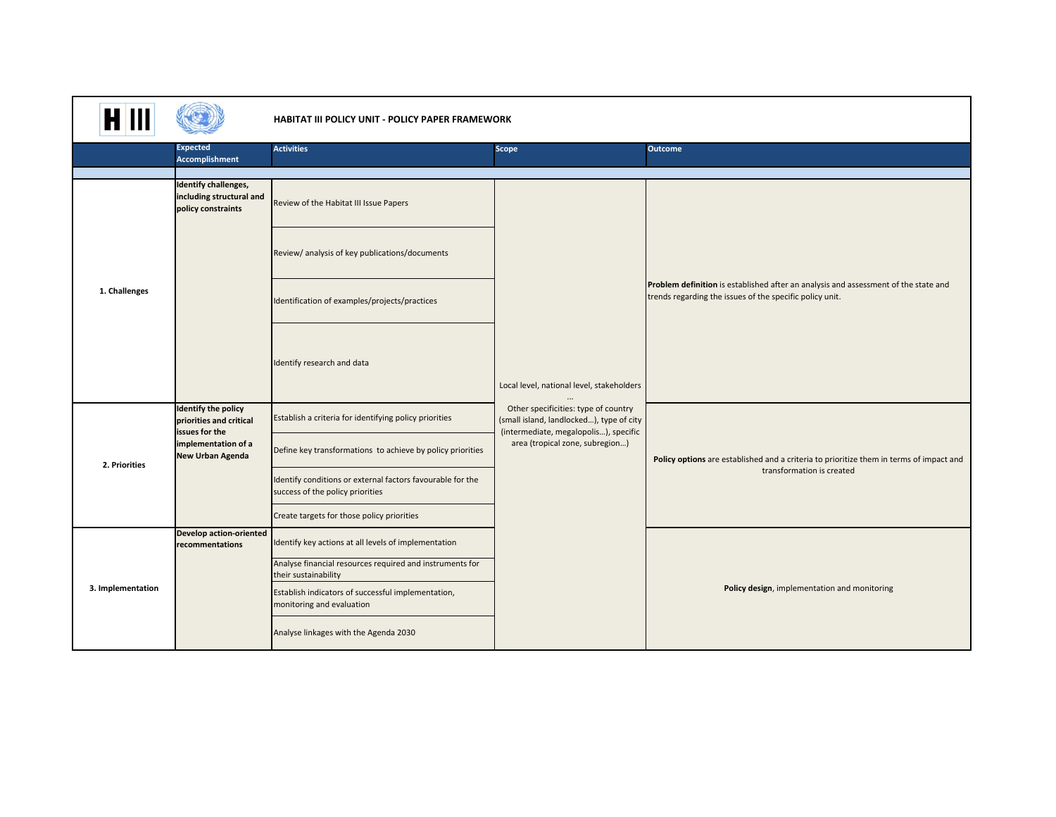# HABITAT III POLICY UNIT - POLICY PAPER FRAMEWORK

| | Expected Accomplishment | Activities | Scope | Outcome |
|---|---|---|---|---|
| **1. Challenges** | **Identify challenges, including structural and policy constraints** | Review of the Habitat III Issue Papers | Local level, national level, stakeholders ... Other specificities: type of country (small island, landlocked...), type of city (intermediate, megalopolis...), specific area (tropical zone, subregion...) | **Problem definition** is established after an analysis and assessment of the state and trends regarding the issues of the specific policy unit. |
| | | Review/ analysis of key publications/documents | | |
| | | Identification of examples/projects/practices | | |
| | | Identify research and data | | |
| **2. Priorities** | **Identify the policy priorities and critical issues for the implementation of a New Urban Agenda** | Establish a criteria for identifying policy priorities | | **Policy options** are established and a criteria to prioritize them in terms of impact and transformation is created |
| | | Define key transformations to achieve by policy priorities | | |
| | | Identify conditions or external factors favourable for the success of the policy priorities | | |
| | | Create targets for those policy priorities | | |
| **3. Implementation** | **Develop action-oriented recommentations** | Identify key actions at all levels of implementation | | **Policy design**, implementation and monitoring |
| | | Analyse financial resources required and instruments for their sustainability | | |
| | | Establish indicators of successful implementation, monitoring and evaluation | | |
| | | Analyse linkages with the Agenda 2030 | | |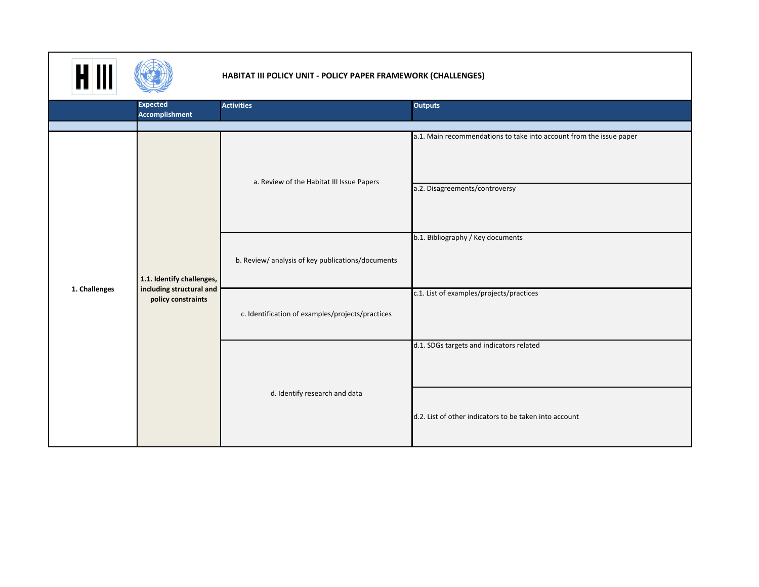# HABITAT III POLICY UNIT - POLICY PAPER FRAMEWORK (CHALLENGES)

| | Expected Accomplishment | Activities | Outputs |
|---|---|---|---|
| 1. Challenges | 1.1. Identify challenges, including structural and policy constraints | a. Review of the Habitat III Issue Papers | a.1. Main recommendations to take into account from the issue paper |
| | | | a.2. Disagreements/controversy |
| | | b. Review/ analysis of key publications/documents | b.1. Bibliography / Key documents |
| | | c. Identification of examples/projects/practices | c.1. List of examples/projects/practices |
| | | d. Identify research and data | d.1. SDGs targets and indicators related |
| | | | d.2. List of other indicators to be taken into account |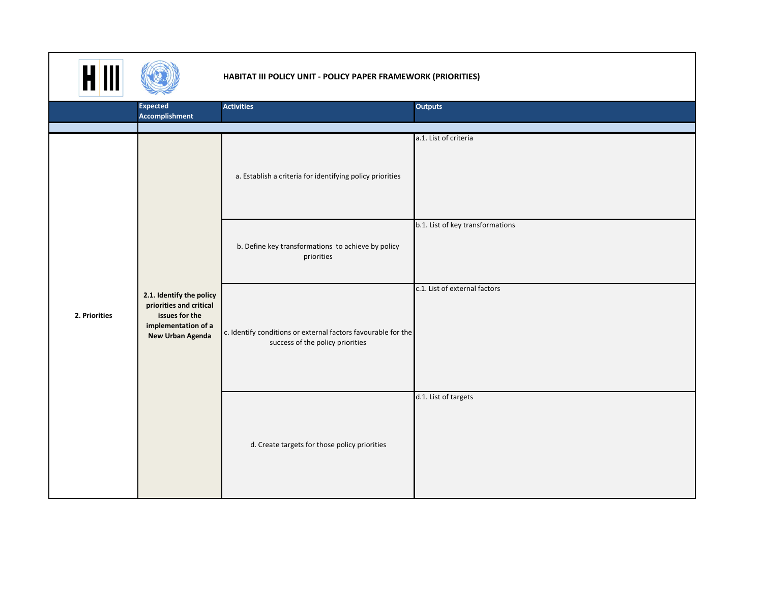# HABITAT III POLICY UNIT - POLICY PAPER FRAMEWORK (PRIORITIES)

| | Expected Accomplishment | Activities | Outputs |
|---|---|---|---|
| | | | |
| 2. Priorities | 2.1. Identify the policy priorities and critical issues for the implementation of a New Urban Agenda | a. Establish a criteria for identifying policy priorities | a.1. List of criteria |
| | | b. Define key transformations to achieve by policy priorities | b.1. List of key transformations |
| | | c. Identify conditions or external factors favourable for the success of the policy priorities | c.1. List of external factors |
| | | d. Create targets for those policy priorities | d.1. List of targets |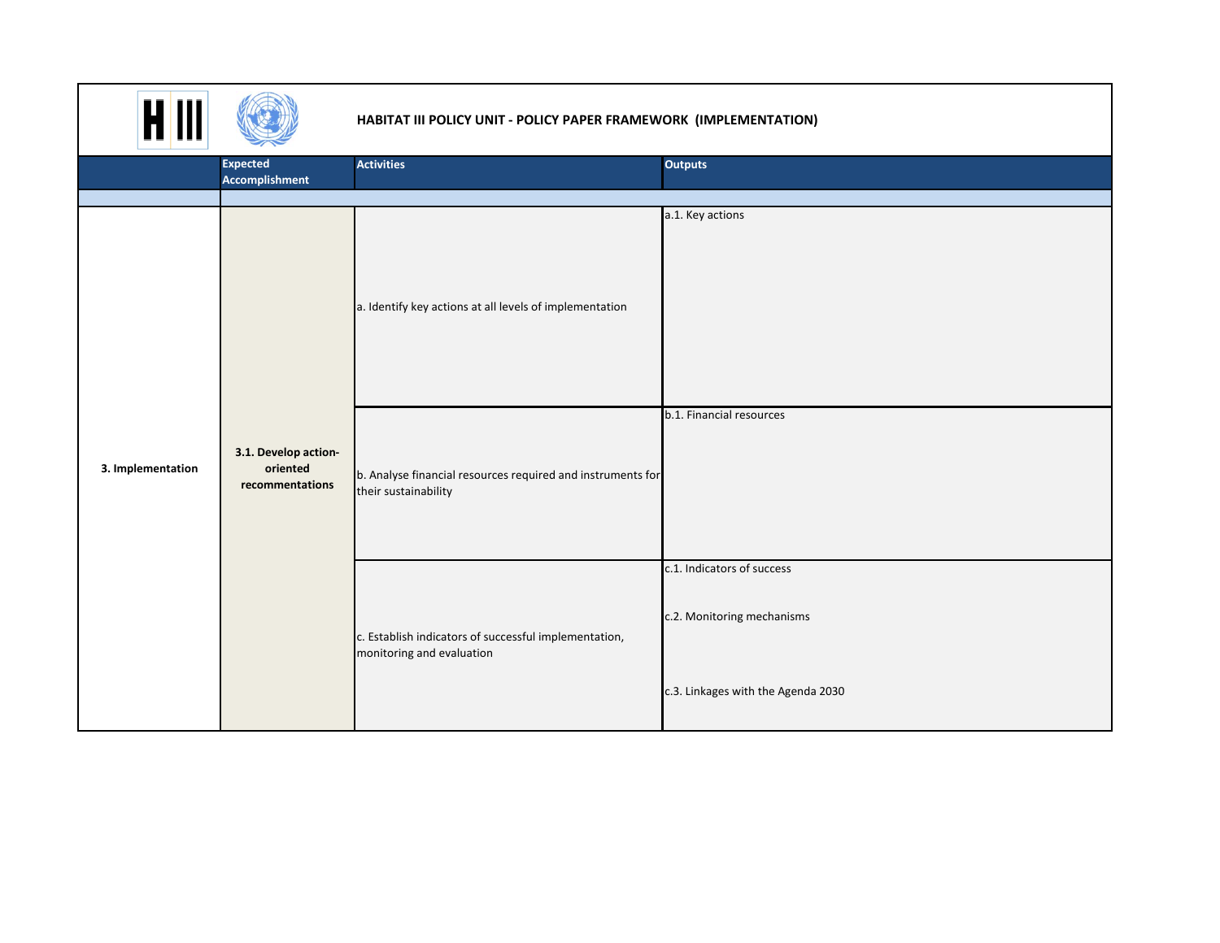## HABITAT III POLICY UNIT - POLICY PAPER FRAMEWORK (IMPLEMENTATION)

| | Expected Accomplishment | Activities | Outputs |
|---|---|---|---|
| **3. Implementation** | **3.1. Develop action-oriented recommentations** | a. Identify key actions at all levels of implementation | a.1. Key actions |
| | | b. Analyse financial resources required and instruments for their sustainability | b.1. Financial resources |
| | | c. Establish indicators of successful implementation, monitoring and evaluation | c.1. Indicators of success<br>c.2. Monitoring mechanisms<br>c.3. Linkages with the Agenda 2030 |